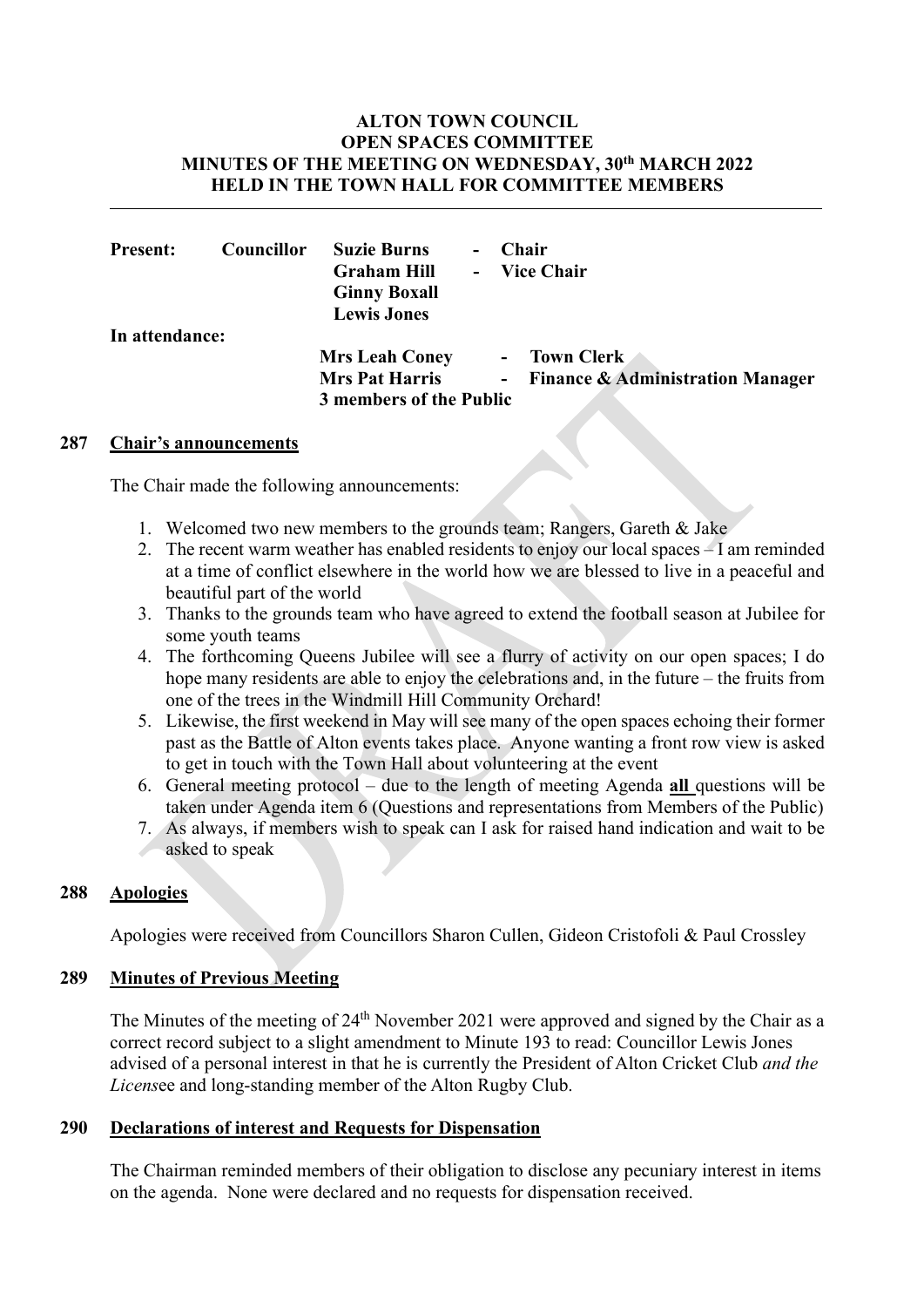# ALTON TOWN COUNCIL
## OPEN SPACES COMMITTEE
## MINUTES OF THE MEETING ON WEDNESDAY, 30th MARCH 2022
## HELD IN THE TOWN HALL FOR COMMITTEE MEMBERS

| | | | |
|---|---|---|---|
| **Present:** | **Councillor** | **Suzie Burns** | **- Chair** |
| | | **Graham Hill** | **- Vice Chair** |
| | | **Ginny Boxall** | |
| | | **Lewis Jones** | |
| **In attendance:** | | | |
| | | **Mrs Leah Coney** | **- Town Clerk** |
| | | **Mrs Pat Harris** | **- Finance & Administration Manager** |
| | | **3 members of the Public** | |

**287 Chair's announcements**

The Chair made the following announcements:

1. Welcomed two new members to the grounds team; Rangers, Gareth & Jake
2. The recent warm weather has enabled residents to enjoy our local spaces – I am reminded at a time of conflict elsewhere in the world how we are blessed to live in a peaceful and beautiful part of the world
3. Thanks to the grounds team who have agreed to extend the football season at Jubilee for some youth teams
4. The forthcoming Queens Jubilee will see a flurry of activity on our open spaces; I do hope many residents are able to enjoy the celebrations and, in the future – the fruits from one of the trees in the Windmill Hill Community Orchard!
5. Likewise, the first weekend in May will see many of the open spaces echoing their former past as the Battle of Alton events takes place. Anyone wanting a front row view is asked to get in touch with the Town Hall about volunteering at the event
6. General meeting protocol – due to the length of meeting Agenda **all** questions will be taken under Agenda item 6 (Questions and representations from Members of the Public)
7. As always, if members wish to speak can I ask for raised hand indication and wait to be asked to speak

**288 Apologies**

Apologies were received from Councillors Sharon Cullen, Gideon Cristofoli & Paul Crossley

**289 Minutes of Previous Meeting**

The Minutes of the meeting of 24th November 2021 were approved and signed by the Chair as a correct record subject to a slight amendment to Minute 193 to read: Councillor Lewis Jones advised of a personal interest in that he is currently the President of Alton Cricket Club *and the Licens*ee and long-standing member of the Alton Rugby Club.

**290 Declarations of interest and Requests for Dispensation**

The Chairman reminded members of their obligation to disclose any pecuniary interest in items on the agenda. None were declared and no requests for dispensation received.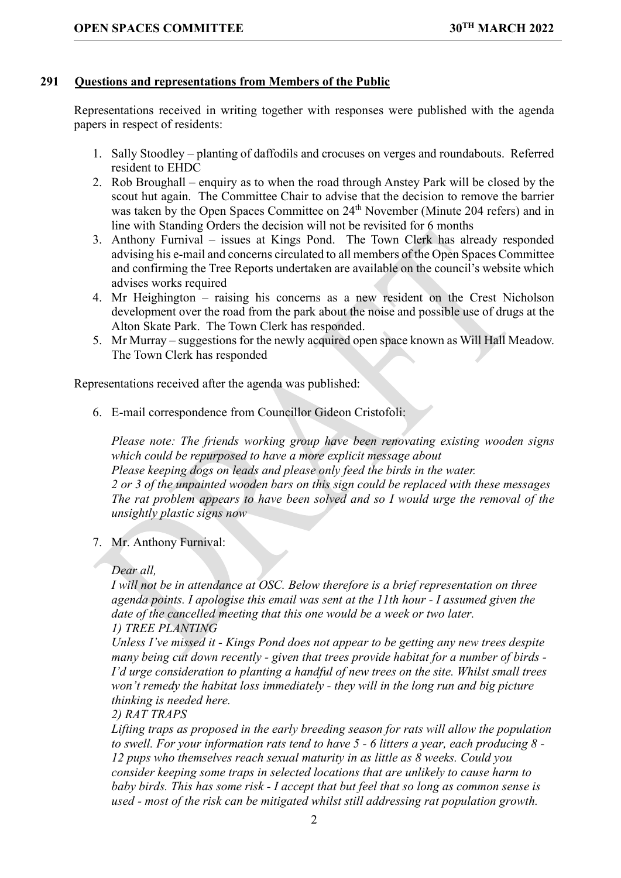## 291 Questions and representations from Members of the Public

Representations received in writing together with responses were published with the agenda papers in respect of residents:

1. Sally Stoodley – planting of daffodils and crocuses on verges and roundabouts. Referred resident to EHDC
2. Rob Broughall – enquiry as to when the road through Anstey Park will be closed by the scout hut again. The Committee Chair to advise that the decision to remove the barrier was taken by the Open Spaces Committee on 24th November (Minute 204 refers) and in line with Standing Orders the decision will not be revisited for 6 months
3. Anthony Furnival – issues at Kings Pond. The Town Clerk has already responded advising his e-mail and concerns circulated to all members of the Open Spaces Committee and confirming the Tree Reports undertaken are available on the council's website which advises works required
4. Mr Heighington – raising his concerns as a new resident on the Crest Nicholson development over the road from the park about the noise and possible use of drugs at the Alton Skate Park. The Town Clerk has responded.
5. Mr Murray – suggestions for the newly acquired open space known as Will Hall Meadow. The Town Clerk has responded

Representations received after the agenda was published:

6. E-mail correspondence from Councillor Gideon Cristofoli:

   *Please note: The friends working group have been renovating existing wooden signs which could be repurposed to have a more explicit message about*
   *Please keeping dogs on leads and please only feed the birds in the water.*
   *2 or 3 of the unpainted wooden bars on this sign could be replaced with these messages*
   *The rat problem appears to have been solved and so I would urge the removal of the unsightly plastic signs now*

7. Mr. Anthony Furnival:

   *Dear all,*
   *I will not be in attendance at OSC. Below therefore is a brief representation on three agenda points. I apologise this email was sent at the 11th hour - I assumed given the date of the cancelled meeting that this one would be a week or two later.*
   *1) TREE PLANTING*
   *Unless I've missed it - Kings Pond does not appear to be getting any new trees despite many being cut down recently - given that trees provide habitat for a number of birds - I'd urge consideration to planting a handful of new trees on the site. Whilst small trees won't remedy the habitat loss immediately - they will in the long run and big picture thinking is needed here.*
   *2) RAT TRAPS*
   *Lifting traps as proposed in the early breeding season for rats will allow the population to swell. For your information rats tend to have 5 - 6 litters a year, each producing 8 - 12 pups who themselves reach sexual maturity in as little as 8 weeks. Could you consider keeping some traps in selected locations that are unlikely to cause harm to baby birds. This has some risk - I accept that but feel that so long as common sense is used - most of the risk can be mitigated whilst still addressing rat population growth.*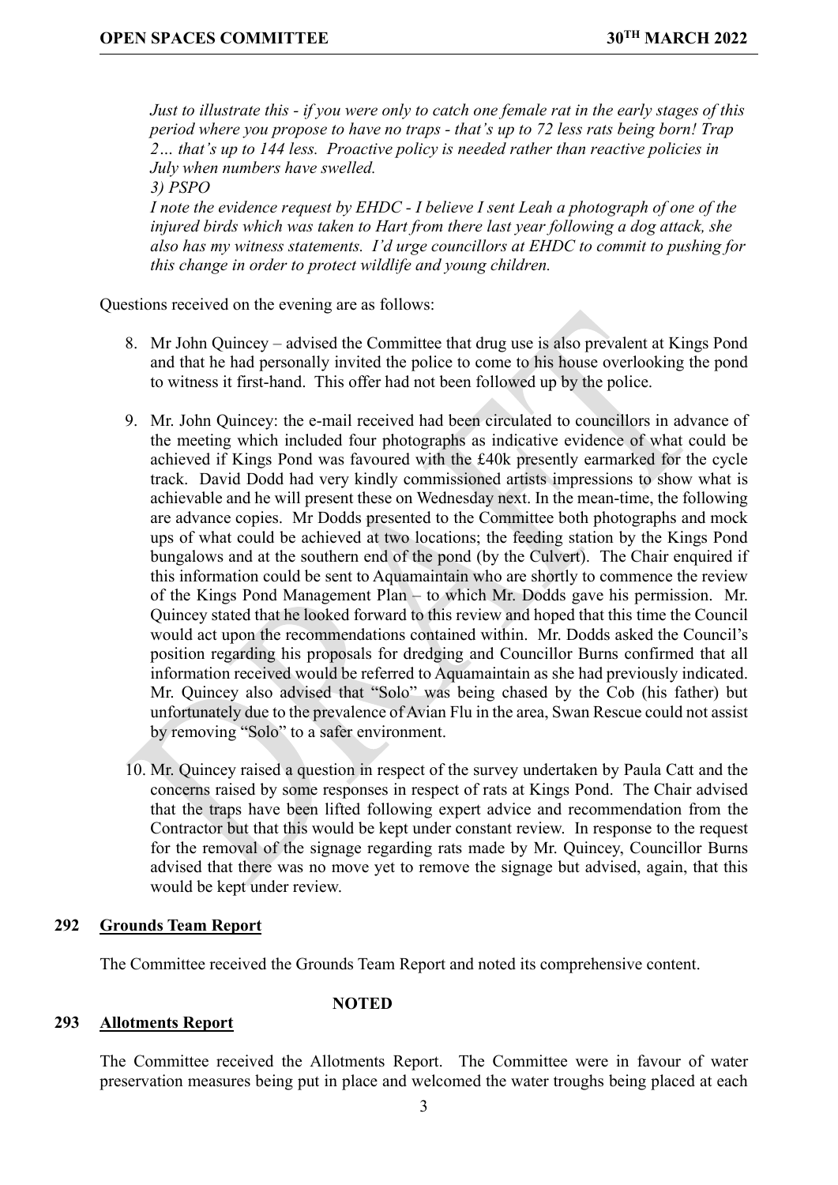*Just to illustrate this - if you were only to catch one female rat in the early stages of this period where you propose to have no traps - that's up to 72 less rats being born! Trap 2… that's up to 144 less. Proactive policy is needed rather than reactive policies in July when numbers have swelled.*

*3) PSPO*

*I note the evidence request by EHDC - I believe I sent Leah a photograph of one of the injured birds which was taken to Hart from there last year following a dog attack, she also has my witness statements. I'd urge councillors at EHDC to commit to pushing for this change in order to protect wildlife and young children.*

Questions received on the evening are as follows:

8. Mr John Quincey – advised the Committee that drug use is also prevalent at Kings Pond and that he had personally invited the police to come to his house overlooking the pond to witness it first-hand. This offer had not been followed up by the police.

9. Mr. John Quincey: the e-mail received had been circulated to councillors in advance of the meeting which included four photographs as indicative evidence of what could be achieved if Kings Pond was favoured with the £40k presently earmarked for the cycle track. David Dodd had very kindly commissioned artists impressions to show what is achievable and he will present these on Wednesday next. In the mean-time, the following are advance copies. Mr Dodds presented to the Committee both photographs and mock ups of what could be achieved at two locations; the feeding station by the Kings Pond bungalows and at the southern end of the pond (by the Culvert). The Chair enquired if this information could be sent to Aquamaintain who are shortly to commence the review of the Kings Pond Management Plan – to which Mr. Dodds gave his permission. Mr. Quincey stated that he looked forward to this review and hoped that this time the Council would act upon the recommendations contained within. Mr. Dodds asked the Council's position regarding his proposals for dredging and Councillor Burns confirmed that all information received would be referred to Aquamaintain as she had previously indicated. Mr. Quincey also advised that "Solo" was being chased by the Cob (his father) but unfortunately due to the prevalence of Avian Flu in the area, Swan Rescue could not assist by removing "Solo" to a safer environment.

10. Mr. Quincey raised a question in respect of the survey undertaken by Paula Catt and the concerns raised by some responses in respect of rats at Kings Pond. The Chair advised that the traps have been lifted following expert advice and recommendation from the Contractor but that this would be kept under constant review. In response to the request for the removal of the signage regarding rats made by Mr. Quincey, Councillor Burns advised that there was no move yet to remove the signage but advised, again, that this would be kept under review.

## 292 Grounds Team Report

The Committee received the Grounds Team Report and noted its comprehensive content.

**NOTED**

## 293 Allotments Report

The Committee received the Allotments Report. The Committee were in favour of water preservation measures being put in place and welcomed the water troughs being placed at each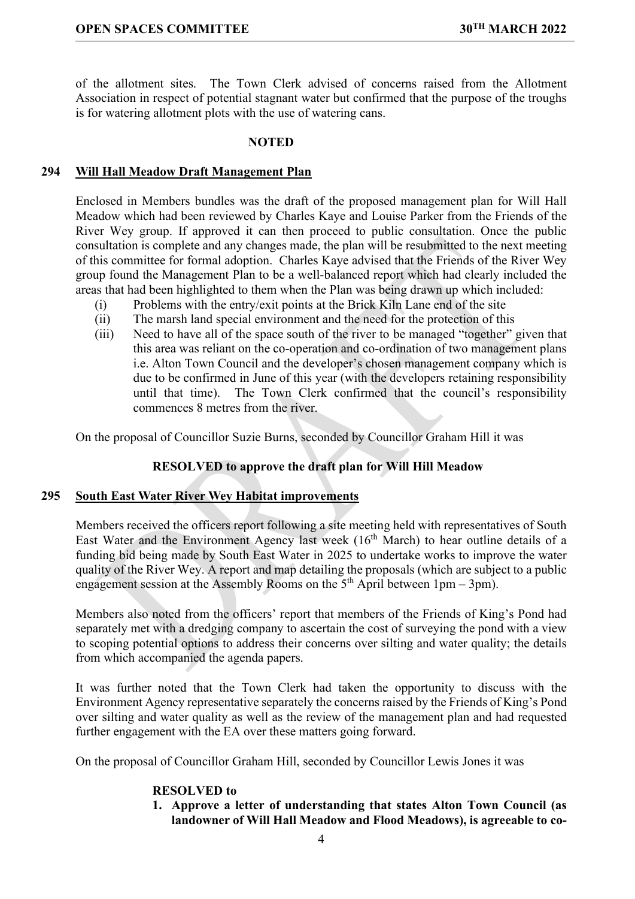of the allotment sites. The Town Clerk advised of concerns raised from the Allotment Association in respect of potential stagnant water but confirmed that the purpose of the troughs is for watering allotment plots with the use of watering cans.

**NOTED**

## 294 Will Hall Meadow Draft Management Plan

Enclosed in Members bundles was the draft of the proposed management plan for Will Hall Meadow which had been reviewed by Charles Kaye and Louise Parker from the Friends of the River Wey group. If approved it can then proceed to public consultation. Once the public consultation is complete and any changes made, the plan will be resubmitted to the next meeting of this committee for formal adoption. Charles Kaye advised that the Friends of the River Wey group found the Management Plan to be a well-balanced report which had clearly included the areas that had been highlighted to them when the Plan was being drawn up which included:

- (i) Problems with the entry/exit points at the Brick Kiln Lane end of the site
- (ii) The marsh land special environment and the need for the protection of this
- (iii) Need to have all of the space south of the river to be managed "together" given that this area was reliant on the co-operation and co-ordination of two management plans i.e. Alton Town Council and the developer's chosen management company which is due to be confirmed in June of this year (with the developers retaining responsibility until that time). The Town Clerk confirmed that the council's responsibility commences 8 metres from the river.

On the proposal of Councillor Suzie Burns, seconded by Councillor Graham Hill it was

**RESOLVED to approve the draft plan for Will Hill Meadow**

## 295 South East Water River Wey Habitat improvements

Members received the officers report following a site meeting held with representatives of South East Water and the Environment Agency last week (16th March) to hear outline details of a funding bid being made by South East Water in 2025 to undertake works to improve the water quality of the River Wey. A report and map detailing the proposals (which are subject to a public engagement session at the Assembly Rooms on the 5th April between 1pm – 3pm).

Members also noted from the officers' report that members of the Friends of King's Pond had separately met with a dredging company to ascertain the cost of surveying the pond with a view to scoping potential options to address their concerns over silting and water quality; the details from which accompanied the agenda papers.

It was further noted that the Town Clerk had taken the opportunity to discuss with the Environment Agency representative separately the concerns raised by the Friends of King's Pond over silting and water quality as well as the review of the management plan and had requested further engagement with the EA over these matters going forward.

On the proposal of Councillor Graham Hill, seconded by Councillor Lewis Jones it was

**RESOLVED to**

1. **Approve a letter of understanding that states Alton Town Council (as landowner of Will Hall Meadow and Flood Meadows), is agreeable to co-**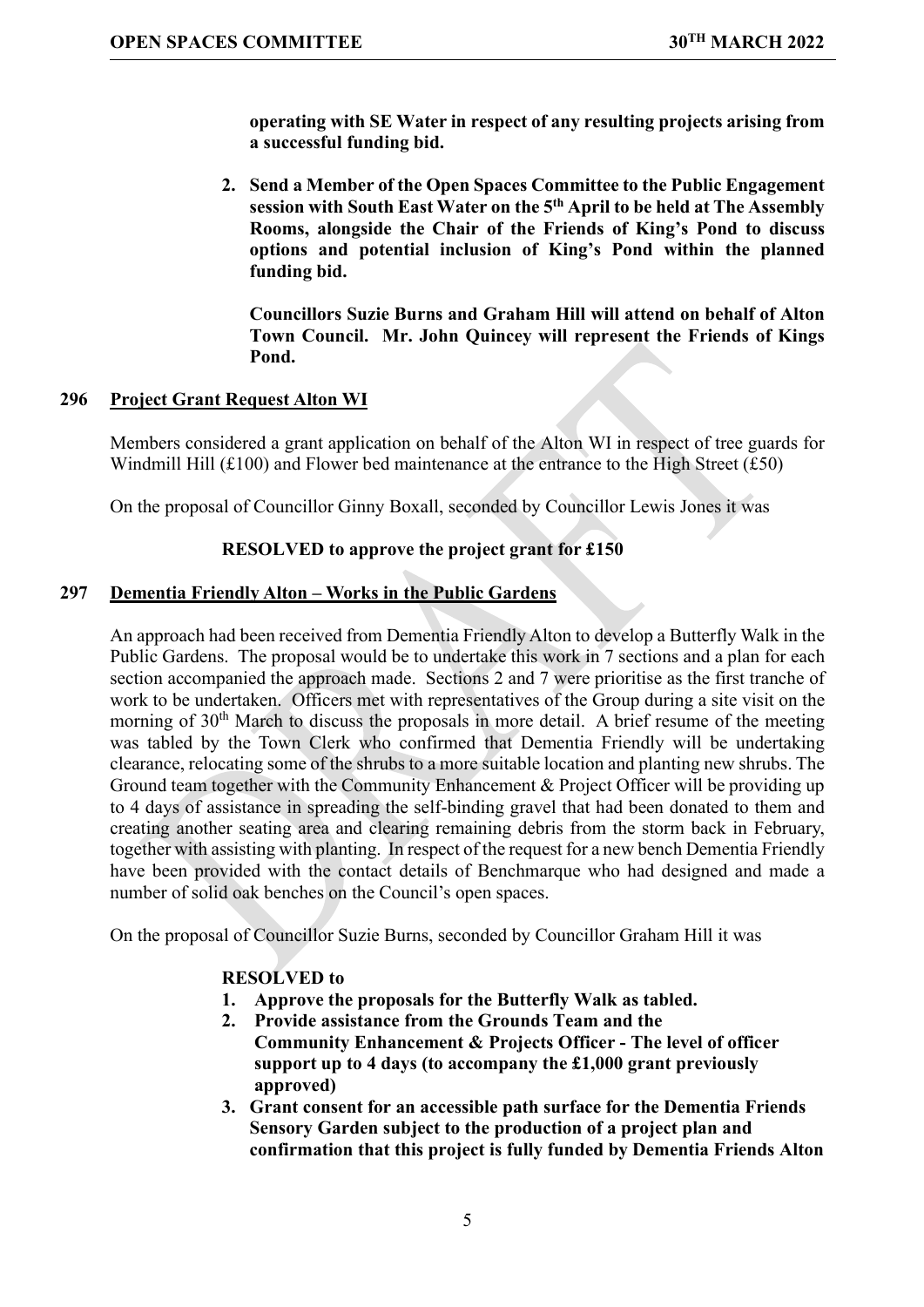**operating with SE Water in respect of any resulting projects arising from a successful funding bid.**

2. **Send a Member of the Open Spaces Committee to the Public Engagement session with South East Water on the 5th April to be held at The Assembly Rooms, alongside the Chair of the Friends of King's Pond to discuss options and potential inclusion of King's Pond within the planned funding bid.**

**Councillors Suzie Burns and Graham Hill will attend on behalf of Alton Town Council. Mr. John Quincey will represent the Friends of Kings Pond.**

## 296 Project Grant Request Alton WI

Members considered a grant application on behalf of the Alton WI in respect of tree guards for Windmill Hill (£100) and Flower bed maintenance at the entrance to the High Street (£50)

On the proposal of Councillor Ginny Boxall, seconded by Councillor Lewis Jones it was

**RESOLVED to approve the project grant for £150**

## 297 Dementia Friendly Alton – Works in the Public Gardens

An approach had been received from Dementia Friendly Alton to develop a Butterfly Walk in the Public Gardens. The proposal would be to undertake this work in 7 sections and a plan for each section accompanied the approach made. Sections 2 and 7 were prioritise as the first tranche of work to be undertaken. Officers met with representatives of the Group during a site visit on the morning of 30th March to discuss the proposals in more detail. A brief resume of the meeting was tabled by the Town Clerk who confirmed that Dementia Friendly will be undertaking clearance, relocating some of the shrubs to a more suitable location and planting new shrubs. The Ground team together with the Community Enhancement & Project Officer will be providing up to 4 days of assistance in spreading the self-binding gravel that had been donated to them and creating another seating area and clearing remaining debris from the storm back in February, together with assisting with planting. In respect of the request for a new bench Dementia Friendly have been provided with the contact details of Benchmarque who had designed and made a number of solid oak benches on the Council's open spaces.

On the proposal of Councillor Suzie Burns, seconded by Councillor Graham Hill it was

**RESOLVED to**

1. **Approve the proposals for the Butterfly Walk as tabled.**
2. **Provide assistance from the Grounds Team and the Community Enhancement & Projects Officer - The level of officer support up to 4 days (to accompany the £1,000 grant previously approved)**
3. **Grant consent for an accessible path surface for the Dementia Friends Sensory Garden subject to the production of a project plan and confirmation that this project is fully funded by Dementia Friends Alton**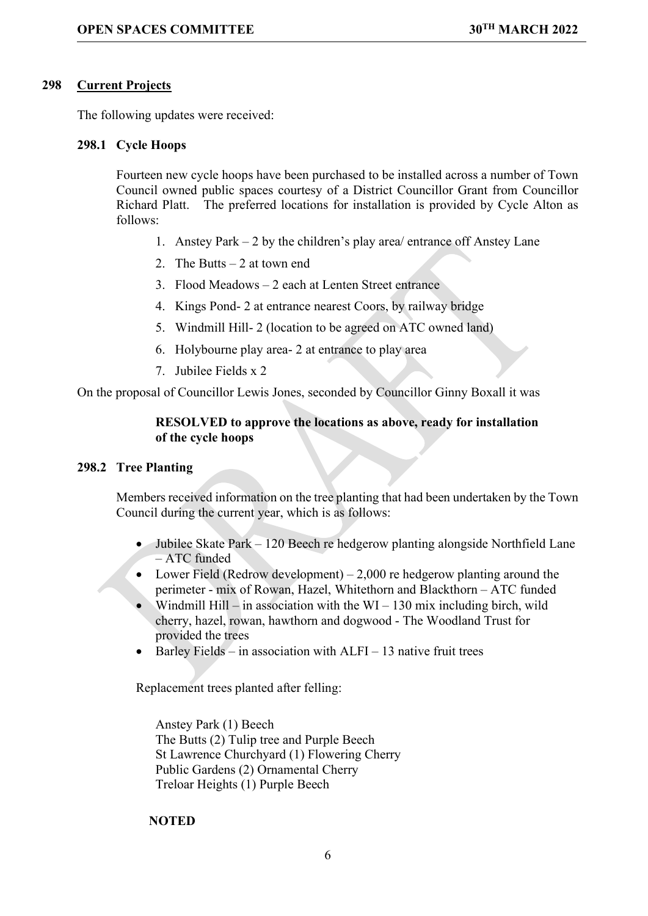## 298 Current Projects

The following updates were received:

### 298.1 Cycle Hoops

Fourteen new cycle hoops have been purchased to be installed across a number of Town Council owned public spaces courtesy of a District Councillor Grant from Councillor Richard Platt. The preferred locations for installation is provided by Cycle Alton as follows:

1. Anstey Park – 2 by the children's play area/ entrance off Anstey Lane
2. The Butts – 2 at town end
3. Flood Meadows – 2 each at Lenten Street entrance
4. Kings Pond- 2 at entrance nearest Coors, by railway bridge
5. Windmill Hill- 2 (location to be agreed on ATC owned land)
6. Holybourne play area- 2 at entrance to play area
7. Jubilee Fields x 2

On the proposal of Councillor Lewis Jones, seconded by Councillor Ginny Boxall it was

**RESOLVED to approve the locations as above, ready for installation of the cycle hoops**

### 298.2 Tree Planting

Members received information on the tree planting that had been undertaken by the Town Council during the current year, which is as follows:

- Jubilee Skate Park – 120 Beech re hedgerow planting alongside Northfield Lane – ATC funded
- Lower Field (Redrow development) – 2,000 re hedgerow planting around the perimeter - mix of Rowan, Hazel, Whitethorn and Blackthorn – ATC funded
- Windmill Hill – in association with the WI – 130 mix including birch, wild cherry, hazel, rowan, hawthorn and dogwood - The Woodland Trust for provided the trees
- Barley Fields – in association with ALFI – 13 native fruit trees

Replacement trees planted after felling:

Anstey Park (1) Beech
The Butts (2) Tulip tree and Purple Beech
St Lawrence Churchyard (1) Flowering Cherry
Public Gardens (2) Ornamental Cherry
Treloar Heights (1) Purple Beech

**NOTED**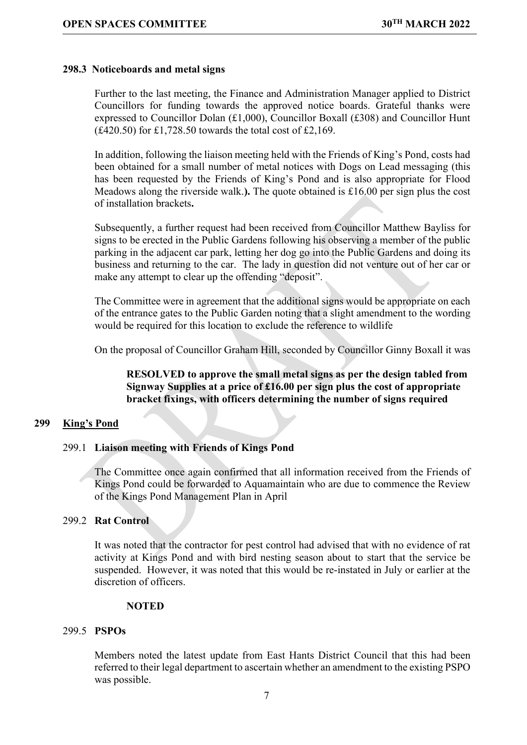### 298.3 Noticeboards and metal signs

Further to the last meeting, the Finance and Administration Manager applied to District Councillors for funding towards the approved notice boards. Grateful thanks were expressed to Councillor Dolan (£1,000), Councillor Boxall (£308) and Councillor Hunt (£420.50) for £1,728.50 towards the total cost of £2,169.

In addition, following the liaison meeting held with the Friends of King's Pond, costs had been obtained for a small number of metal notices with Dogs on Lead messaging (this has been requested by the Friends of King's Pond and is also appropriate for Flood Meadows along the riverside walk.**).** The quote obtained is £16.00 per sign plus the cost of installation brackets**.**

Subsequently, a further request had been received from Councillor Matthew Bayliss for signs to be erected in the Public Gardens following his observing a member of the public parking in the adjacent car park, letting her dog go into the Public Gardens and doing its business and returning to the car. The lady in question did not venture out of her car or make any attempt to clear up the offending "deposit".

The Committee were in agreement that the additional signs would be appropriate on each of the entrance gates to the Public Garden noting that a slight amendment to the wording would be required for this location to exclude the reference to wildlife

On the proposal of Councillor Graham Hill, seconded by Councillor Ginny Boxall it was

> **RESOLVED to approve the small metal signs as per the design tabled from Signway Supplies at a price of £16.00 per sign plus the cost of appropriate bracket fixings, with officers determining the number of signs required**

## 299 King's Pond

### 299.1 Liaison meeting with Friends of Kings Pond

The Committee once again confirmed that all information received from the Friends of Kings Pond could be forwarded to Aquamaintain who are due to commence the Review of the Kings Pond Management Plan in April

### 299.2 Rat Control

It was noted that the contractor for pest control had advised that with no evidence of rat activity at Kings Pond and with bird nesting season about to start that the service be suspended. However, it was noted that this would be re-instated in July or earlier at the discretion of officers.

> **NOTED**

### 299.5 PSPOs

Members noted the latest update from East Hants District Council that this had been referred to their legal department to ascertain whether an amendment to the existing PSPO was possible.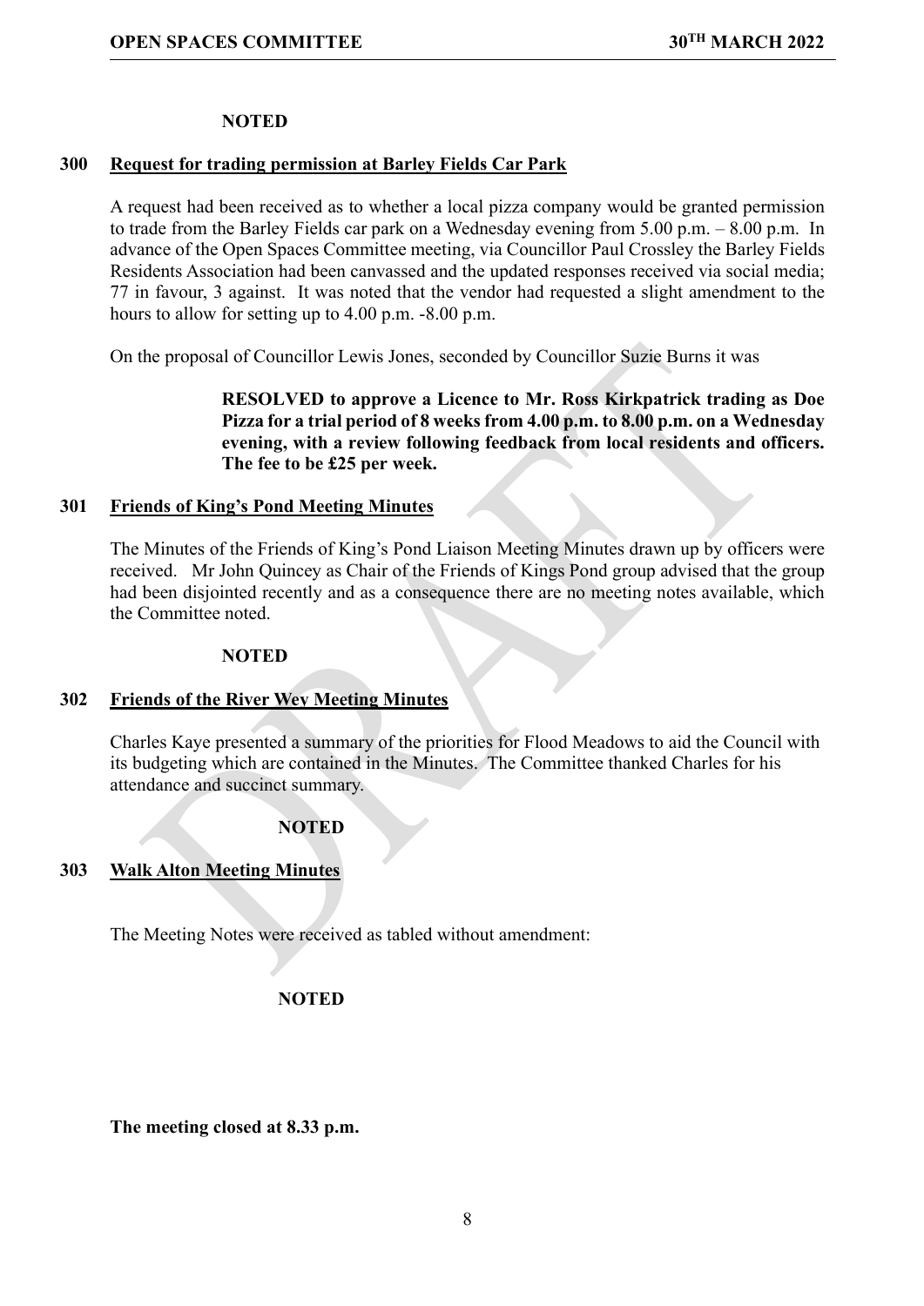**NOTED**

## 300 Request for trading permission at Barley Fields Car Park

A request had been received as to whether a local pizza company would be granted permission to trade from the Barley Fields car park on a Wednesday evening from 5.00 p.m. – 8.00 p.m. In advance of the Open Spaces Committee meeting, via Councillor Paul Crossley the Barley Fields Residents Association had been canvassed and the updated responses received via social media; 77 in favour, 3 against. It was noted that the vendor had requested a slight amendment to the hours to allow for setting up to 4.00 p.m. -8.00 p.m.

On the proposal of Councillor Lewis Jones, seconded by Councillor Suzie Burns it was

> **RESOLVED to approve a Licence to Mr. Ross Kirkpatrick trading as Doe Pizza for a trial period of 8 weeks from 4.00 p.m. to 8.00 p.m. on a Wednesday evening, with a review following feedback from local residents and officers. The fee to be £25 per week.**

## 301 Friends of King's Pond Meeting Minutes

The Minutes of the Friends of King's Pond Liaison Meeting Minutes drawn up by officers were received. Mr John Quincey as Chair of the Friends of Kings Pond group advised that the group had been disjointed recently and as a consequence there are no meeting notes available, which the Committee noted.

**NOTED**

## 302 Friends of the River Wey Meeting Minutes

Charles Kaye presented a summary of the priorities for Flood Meadows to aid the Council with its budgeting which are contained in the Minutes. The Committee thanked Charles for his attendance and succinct summary.

**NOTED**

## 303 Walk Alton Meeting Minutes

The Meeting Notes were received as tabled without amendment:

**NOTED**

**The meeting closed at 8.33 p.m.**